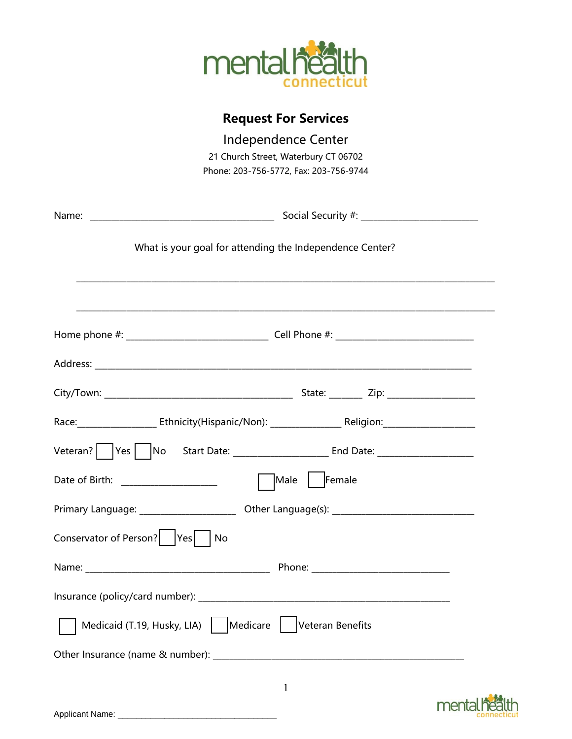mental health connecticut

# Request For Services

## Independence Center

21 Church Street, Waterbury CT 06702

Phone: 203-756-5772, Fax: 203-756-9744

Name: _______________________________________ Social Security #: _________________________

What is your goal for attending the Independence Center?

_____________________________________________________________________________________

_____________________________________________________________________________________

Home phone #: ______________________________ Cell Phone #: ______________________________

Address: _________________________________________________________________________________

City/Town: ________________________________________ State: _______ Zip: __________________

Race:________________ Ethnicity(Hispanic/Non): ______________ Religion:___________________

Veteran? ☐ Yes ☐ No   Start Date: ___________________ End Date: ____________________

Date of Birth: ____________________   ☐ Male ☐ Female

Primary Language: ____________________ Other Language(s): ______________________________

Conservator of Person? ☐ Yes ☐ No

Name: _______________________________________ Phone: _____________________________

Insurance (policy/card number): _____________________________________________________

☐ Medicaid (T.19, Husky, LIA) ☐ Medicare ☐ Veteran Benefits

Other Insurance (name & number): _____________________________________________________

Applicant Name: __________________________________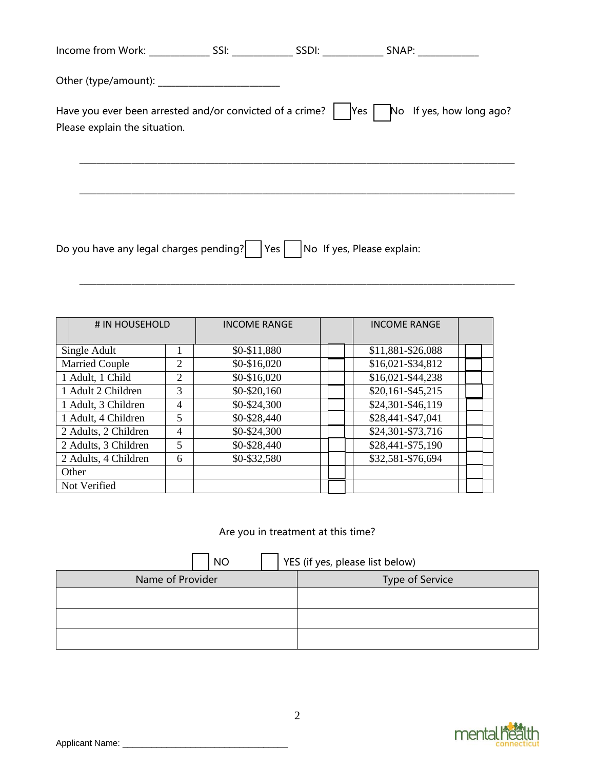Income from Work: ____________ SSI: ____________ SSDI: ____________ SNAP: ____________

Other (type/amount): ________________________

Have you ever been arrested and/or convicted of a crime? ☐ Yes ☐ No If yes, how long ago? Please explain the situation.

_______________________________________________________________________________________

_______________________________________________________________________________________

Do you have any legal charges pending? ☐ Yes ☐ No If yes, Please explain:

_______________________________________________________________________________________

| # IN HOUSEHOLD | | INCOME RANGE | | INCOME RANGE | |
|---|---|---|---|---|---|
| Single Adult | 1 | $0-$11,880 | ☐ | $11,881-$26,088 | ☐ |
| Married Couple | 2 | $0-$16,020 | ☐ | $16,021-$34,812 | ☐ |
| 1 Adult, 1 Child | 2 | $0-$16,020 | ☐ | $16,021-$44,238 | ☐ |
| 1 Adult 2 Children | 3 | $0-$20,160 | ☐ | $20,161-$45,215 | ☐ |
| 1 Adult, 3 Children | 4 | $0-$24,300 | ☐ | $24,301-$46,119 | ☐ |
| 1 Adult, 4 Children | 5 | $0-$28,440 | ☐ | $28,441-$47,041 | ☐ |
| 2 Adults, 2 Children | 4 | $0-$24,300 | ☐ | $24,301-$73,716 | ☐ |
| 2 Adults, 3 Children | 5 | $0-$28,440 | ☐ | $28,441-$75,190 | ☐ |
| 2 Adults, 4 Children | 6 | $0-$32,580 | ☐ | $32,581-$76,694 | ☐ |
| Other | | | ☐ | | ☐ |
| Not Verified | | | ☐ | | ☐ |

Are you in treatment at this time?

☐ NO ☐ YES (if yes, please list below)

| Name of Provider | Type of Service |
|---|---|
| | |
| | |
| | |

Applicant Name: ____________________________________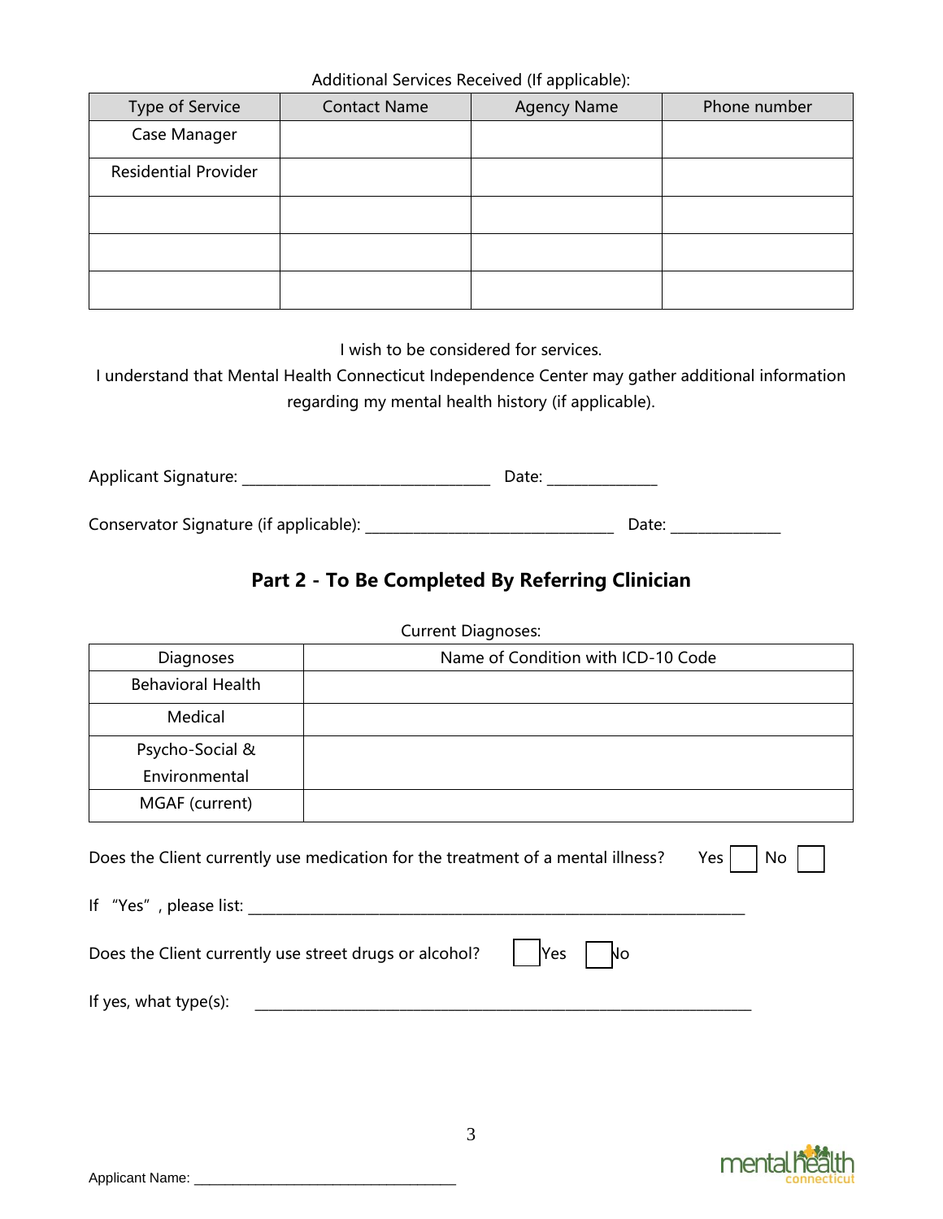Additional Services Received (If applicable):

| Type of Service | Contact Name | Agency Name | Phone number |
|---|---|---|---|
| Case Manager | | | |
| Residential Provider | | | |
| | | | |
| | | | |
| | | | |

I wish to be considered for services.

I understand that Mental Health Connecticut Independence Center may gather additional information regarding my mental health history (if applicable).

Applicant Signature: ______________________________ Date: _____________

Conservator Signature (if applicable): ______________________________ Date: _____________

## Part 2 - To Be Completed By Referring Clinician

Current Diagnoses:

| Diagnoses | Name of Condition with ICD-10 Code |
|---|---|
| Behavioral Health | |
| Medical | |
| Psycho-Social & Environmental | |
| MGAF (current) | |

Does the Client currently use medication for the treatment of a mental illness? Yes ☐ No ☐

If "Yes", please list: ____________________________________________________________

Does the Client currently use street drugs or alcohol? ☐ Yes ☐ No

If yes, what type(s): ____________________________________________________________

Applicant Name: __________________________________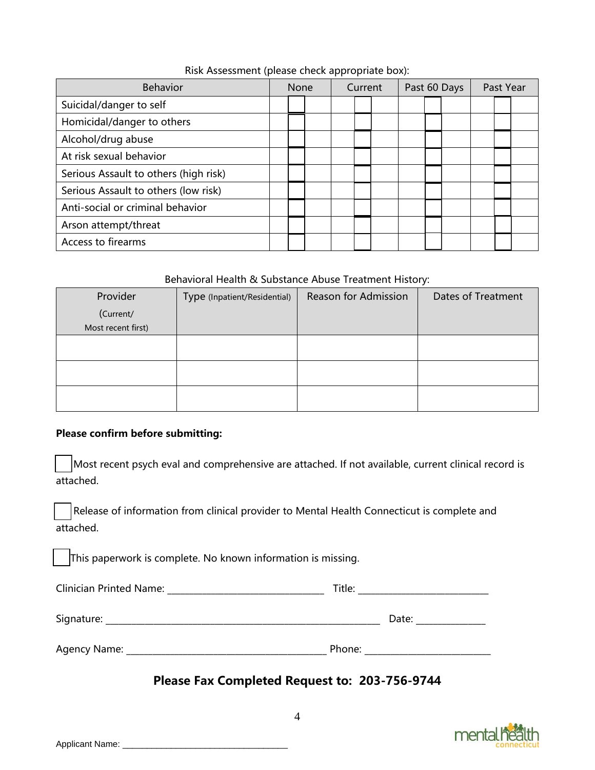Risk Assessment (please check appropriate box):

| Behavior | None | Current | Past 60 Days | Past Year |
| --- | --- | --- | --- | --- |
| Suicidal/danger to self | ☐ | ☐ | ☐ | ☐ |
| Homicidal/danger to others | ☐ | ☐ | ☐ | ☐ |
| Alcohol/drug abuse | ☐ | ☐ | ☐ | ☐ |
| At risk sexual behavior | ☐ | ☐ | ☐ | ☐ |
| Serious Assault to others (high risk) | ☐ | ☐ | ☐ | ☐ |
| Serious Assault to others (low risk) | ☐ | ☐ | ☐ | ☐ |
| Anti-social or criminal behavior | ☐ | ☐ | ☐ | ☐ |
| Arson attempt/threat | ☐ | ☐ | ☐ | ☐ |
| Access to firearms | ☐ | ☐ | ☐ | ☐ |

Behavioral Health & Substance Abuse Treatment History:

| Provider (Current/ Most recent first) | Type (Inpatient/Residential) | Reason for Admission | Dates of Treatment |
| --- | --- | --- | --- |
| | | | |
| | | | |
| | | | |

**Please confirm before submitting:**

☐ Most recent psych eval and comprehensive are attached. If not available, current clinical record is attached.

☐ Release of information from clinical provider to Mental Health Connecticut is complete and attached.

☐ This paperwork is complete. No known information is missing.

Clinician Printed Name: ______________________________ Title: _________________________

Signature: ____________________________________________________ Date: _____________

Agency Name: ______________________________________ Phone: ________________________

## Please Fax Completed Request to: 203-756-9744

Applicant Name: ___________________________________